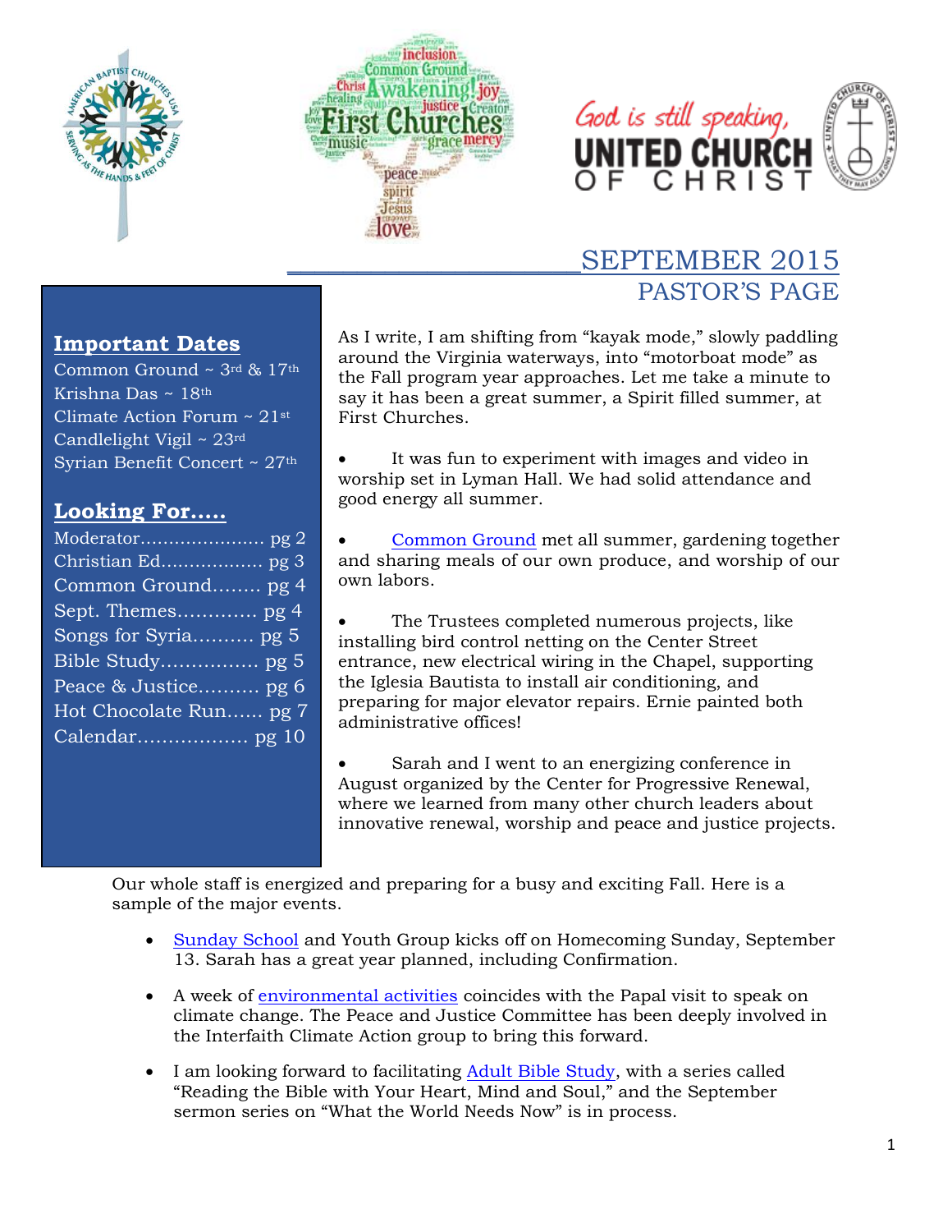# SEPTEMBER 2015

## PASTOR'S PAGE

### Important Dates

Common Ground ~ 3rd & 17th
Krishna Das ~ 18th
Climate Action Forum ~ 21st
Candlelight Vigil ~ 23rd
Syrian Benefit Concert ~ 27th

### Looking For.....

Moderator..................... pg 2
Christian Ed................. pg 3
Common Ground........ pg 4
Sept. Themes............ pg 4
Songs for Syria.......... pg 5
Bible Study................ pg 5
Peace & Justice.......... pg 6
Hot Chocolate Run...... pg 7
Calendar................. pg 10

As I write, I am shifting from "kayak mode," slowly paddling around the Virginia waterways, into "motorboat mode" as the Fall program year approaches. Let me take a minute to say it has been a great summer, a Spirit filled summer, at First Churches.

- It was fun to experiment with images and video in worship set in Lyman Hall. We had solid attendance and good energy all summer.
- Common Ground met all summer, gardening together and sharing meals of our own produce, and worship of our own labors.
- The Trustees completed numerous projects, like installing bird control netting on the Center Street entrance, new electrical wiring in the Chapel, supporting the Iglesia Bautista to install air conditioning, and preparing for major elevator repairs. Ernie painted both administrative offices!
- Sarah and I went to an energizing conference in August organized by the Center for Progressive Renewal, where we learned from many other church leaders about innovative renewal, worship and peace and justice projects.

Our whole staff is energized and preparing for a busy and exciting Fall. Here is a sample of the major events.

- Sunday School and Youth Group kicks off on Homecoming Sunday, September 13. Sarah has a great year planned, including Confirmation.
- A week of environmental activities coincides with the Papal visit to speak on climate change. The Peace and Justice Committee has been deeply involved in the Interfaith Climate Action group to bring this forward.
- I am looking forward to facilitating Adult Bible Study, with a series called "Reading the Bible with Your Heart, Mind and Soul," and the September sermon series on "What the World Needs Now" is in process.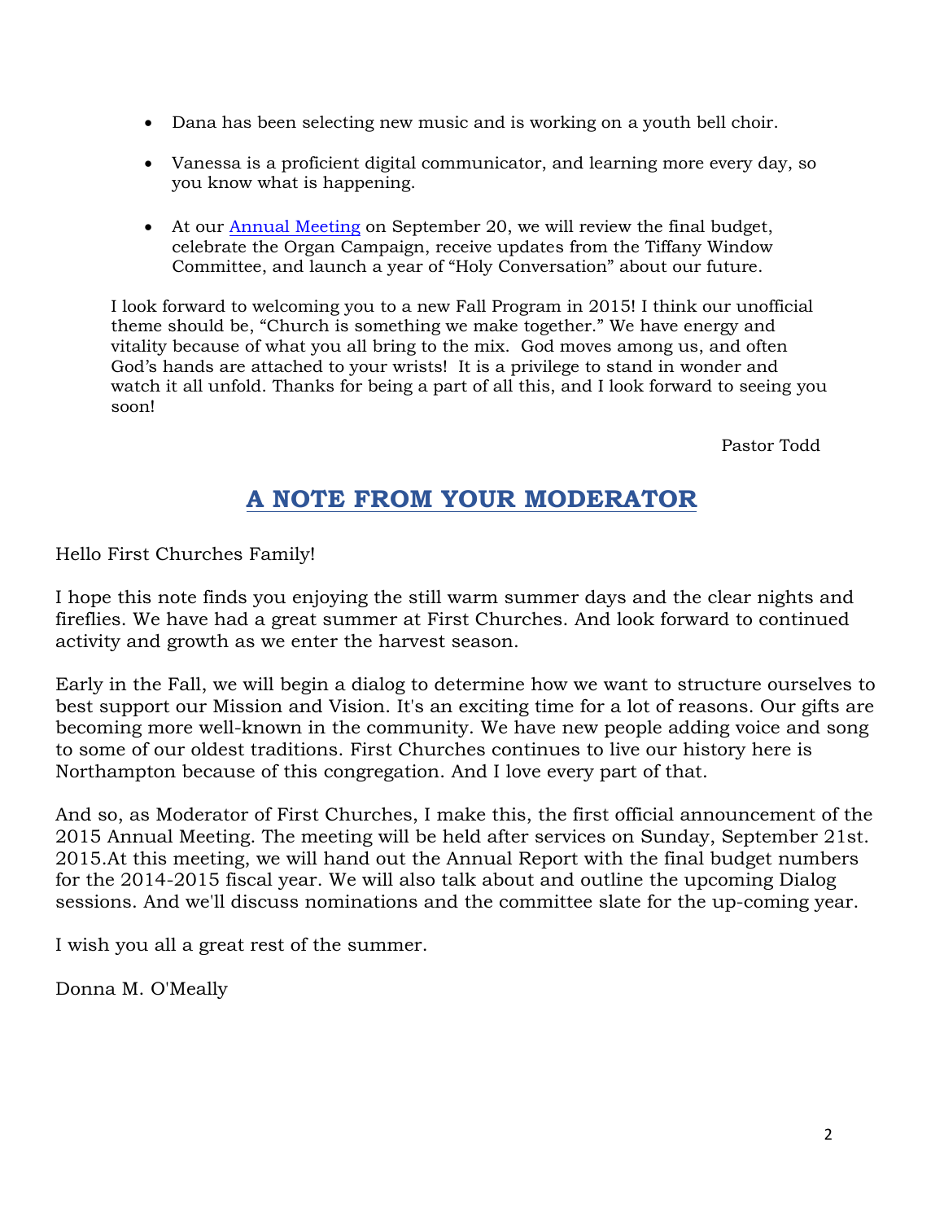- Dana has been selecting new music and is working on a youth bell choir.

- Vanessa is a proficient digital communicator, and learning more every day, so you know what is happening.

- At our Annual Meeting on September 20, we will review the final budget, celebrate the Organ Campaign, receive updates from the Tiffany Window Committee, and launch a year of "Holy Conversation" about our future.

I look forward to welcoming you to a new Fall Program in 2015! I think our unofficial theme should be, "Church is something we make together." We have energy and vitality because of what you all bring to the mix. God moves among us, and often God's hands are attached to your wrists! It is a privilege to stand in wonder and watch it all unfold. Thanks for being a part of all this, and I look forward to seeing you soon!

Pastor Todd

## A NOTE FROM YOUR MODERATOR

Hello First Churches Family!

I hope this note finds you enjoying the still warm summer days and the clear nights and fireflies. We have had a great summer at First Churches. And look forward to continued activity and growth as we enter the harvest season.

Early in the Fall, we will begin a dialog to determine how we want to structure ourselves to best support our Mission and Vision. It's an exciting time for a lot of reasons. Our gifts are becoming more well-known in the community. We have new people adding voice and song to some of our oldest traditions. First Churches continues to live our history here is Northampton because of this congregation. And I love every part of that.

And so, as Moderator of First Churches, I make this, the first official announcement of the 2015 Annual Meeting. The meeting will be held after services on Sunday, September 21st. 2015.At this meeting, we will hand out the Annual Report with the final budget numbers for the 2014-2015 fiscal year. We will also talk about and outline the upcoming Dialog sessions. And we'll discuss nominations and the committee slate for the up-coming year.

I wish you all a great rest of the summer.

Donna M. O'Meally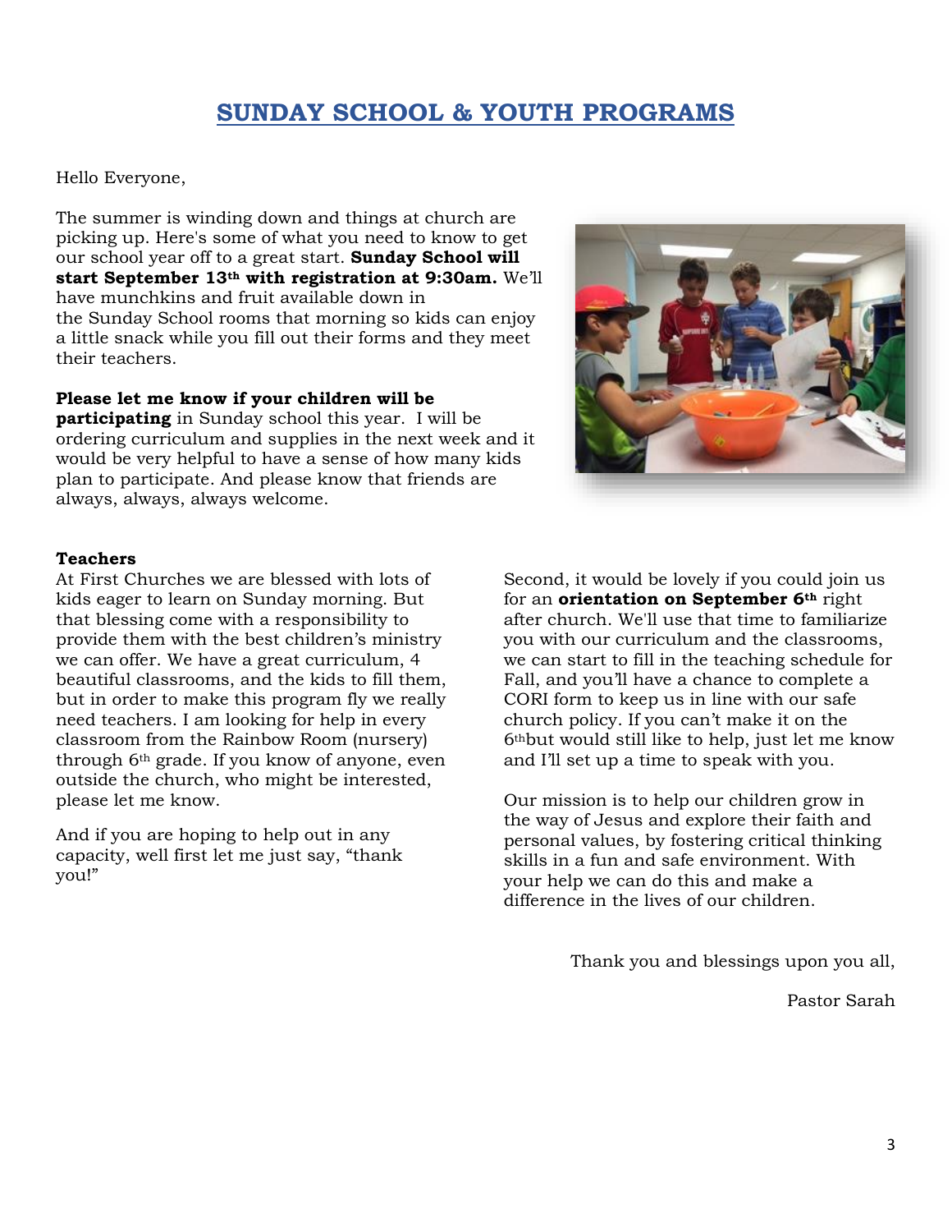# SUNDAY SCHOOL & YOUTH PROGRAMS

Hello Everyone,

The summer is winding down and things at church are picking up. Here's some of what you need to know to get our school year off to a great start. **Sunday School will start September 13th with registration at 9:30am.** We'll have munchkins and fruit available down in the Sunday School rooms that morning so kids can enjoy a little snack while you fill out their forms and they meet their teachers.

**Please let me know if your children will be participating** in Sunday school this year. I will be ordering curriculum and supplies in the next week and it would be very helpful to have a sense of how many kids plan to participate. And please know that friends are always, always, always welcome.

**Teachers**
At First Churches we are blessed with lots of kids eager to learn on Sunday morning. But that blessing come with a responsibility to provide them with the best children's ministry we can offer. We have a great curriculum, 4 beautiful classrooms, and the kids to fill them, but in order to make this program fly we really need teachers. I am looking for help in every classroom from the Rainbow Room (nursery) through 6th grade. If you know of anyone, even outside the church, who might be interested, please let me know.

And if you are hoping to help out in any capacity, well first let me just say, "thank you!"

Second, it would be lovely if you could join us for an **orientation on September 6th** right after church. We'll use that time to familiarize you with our curriculum and the classrooms, we can start to fill in the teaching schedule for Fall, and you'll have a chance to complete a CORI form to keep us in line with our safe church policy. If you can't make it on the 6th but would still like to help, just let me know and I'll set up a time to speak with you.

Our mission is to help our children grow in the way of Jesus and explore their faith and personal values, by fostering critical thinking skills in a fun and safe environment. With your help we can do this and make a difference in the lives of our children.

Thank you and blessings upon you all,

Pastor Sarah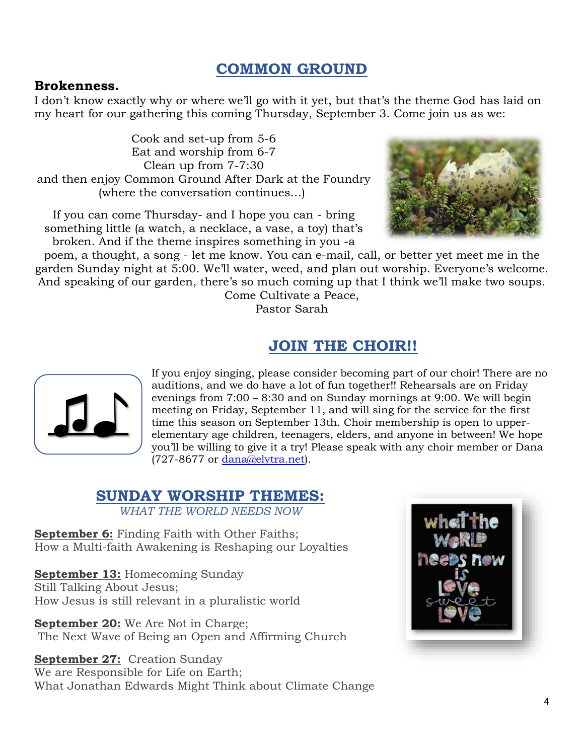## COMMON GROUND

**Brokenness.**
I don't know exactly why or where we'll go with it yet, but that's the theme God has laid on my heart for our gathering this coming Thursday, September 3. Come join us as we:

Cook and set-up from 5-6
Eat and worship from 6-7
Clean up from 7-7:30
and then enjoy Common Ground After Dark at the Foundry
(where the conversation continues…)

If you can come Thursday- and I hope you can - bring something little (a watch, a necklace, a vase, a toy) that's broken. And if the theme inspires something in you -a poem, a thought, a song - let me know. You can e-mail, call, or better yet meet me in the garden Sunday night at 5:00. We'll water, weed, and plan out worship. Everyone's welcome. And speaking of our garden, there's so much coming up that I think we'll make two soups.

Come Cultivate a Peace,
Pastor Sarah

## JOIN THE CHOIR!!

If you enjoy singing, please consider becoming part of our choir! There are no auditions, and we do have a lot of fun together!! Rehearsals are on Friday evenings from 7:00 – 8:30 and on Sunday mornings at 9:00. We will begin meeting on Friday, September 11, and will sing for the service for the first time this season on September 13th. Choir membership is open to upper-elementary age children, teenagers, elders, and anyone in between! We hope you'll be willing to give it a try! Please speak with any choir member or Dana (727-8677 or dana@elytra.net).

## SUNDAY WORSHIP THEMES:

*WHAT THE WORLD NEEDS NOW*

**September 6:** Finding Faith with Other Faiths;
How a Multi-faith Awakening is Reshaping our Loyalties

**September 13:** Homecoming Sunday
Still Talking About Jesus;
How Jesus is still relevant in a pluralistic world

**September 20:** We Are Not in Charge;
The Next Wave of Being an Open and Affirming Church

**September 27:** Creation Sunday
We are Responsible for Life on Earth;
What Jonathan Edwards Might Think about Climate Change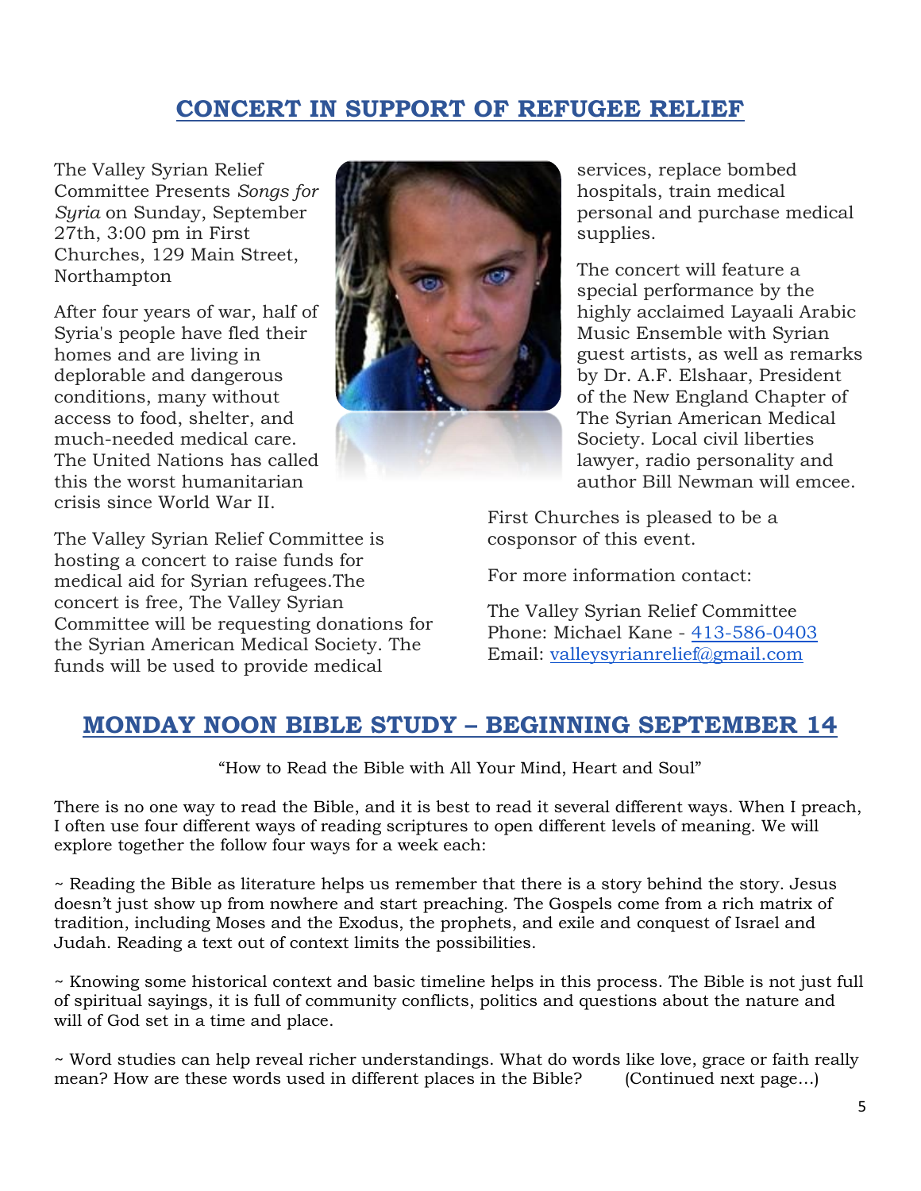## CONCERT IN SUPPORT OF REFUGEE RELIEF

The Valley Syrian Relief Committee Presents *Songs for Syria* on Sunday, September 27th, 3:00 pm in First Churches, 129 Main Street, Northampton

After four years of war, half of Syria's people have fled their homes and are living in deplorable and dangerous conditions, many without access to food, shelter, and much-needed medical care. The United Nations has called this the worst humanitarian crisis since World War II.

The Valley Syrian Relief Committee is hosting a concert to raise funds for medical aid for Syrian refugees.The concert is free, The Valley Syrian Committee will be requesting donations for the Syrian American Medical Society. The funds will be used to provide medical services, replace bombed hospitals, train medical personal and purchase medical supplies.

The concert will feature a special performance by the highly acclaimed Layaali Arabic Music Ensemble with Syrian guest artists, as well as remarks by Dr. A.F. Elshaar, President of the New England Chapter of The Syrian American Medical Society. Local civil liberties lawyer, radio personality and author Bill Newman will emcee.

First Churches is pleased to be a cosponsor of this event.

For more information contact:

The Valley Syrian Relief Committee
Phone: Michael Kane - 413-586-0403
Email: valleysyrianrelief@gmail.com

## MONDAY NOON BIBLE STUDY – BEGINNING SEPTEMBER 14

"How to Read the Bible with All Your Mind, Heart and Soul"

There is no one way to read the Bible, and it is best to read it several different ways. When I preach, I often use four different ways of reading scriptures to open different levels of meaning. We will explore together the follow four ways for a week each:

~ Reading the Bible as literature helps us remember that there is a story behind the story. Jesus doesn't just show up from nowhere and start preaching. The Gospels come from a rich matrix of tradition, including Moses and the Exodus, the prophets, and exile and conquest of Israel and Judah. Reading a text out of context limits the possibilities.

~ Knowing some historical context and basic timeline helps in this process. The Bible is not just full of spiritual sayings, it is full of community conflicts, politics and questions about the nature and will of God set in a time and place.

~ Word studies can help reveal richer understandings. What do words like love, grace or faith really mean? How are these words used in different places in the Bible? (Continued next page…)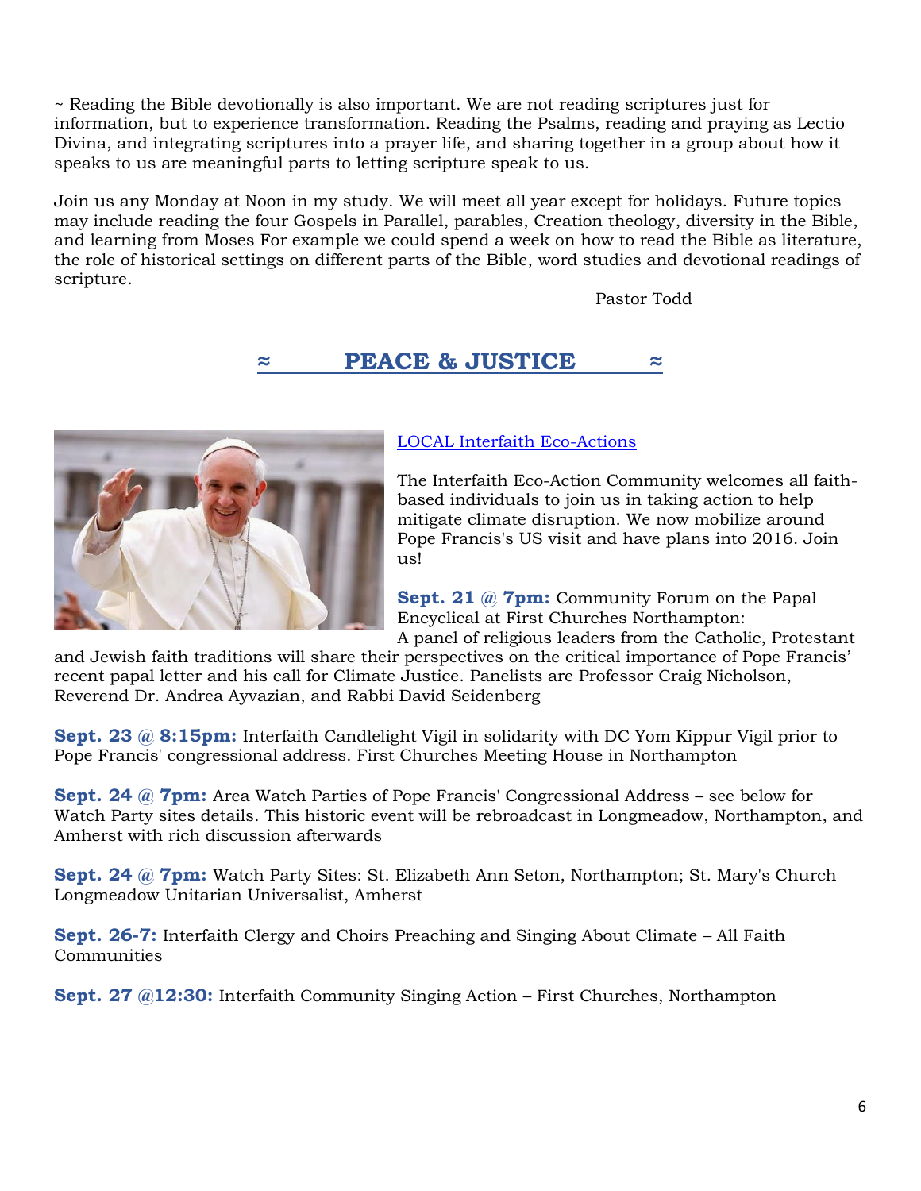~ Reading the Bible devotionally is also important. We are not reading scriptures just for information, but to experience transformation. Reading the Psalms, reading and praying as Lectio Divina, and integrating scriptures into a prayer life, and sharing together in a group about how it speaks to us are meaningful parts to letting scripture speak to us.

Join us any Monday at Noon in my study. We will meet all year except for holidays. Future topics may include reading the four Gospels in Parallel, parables, Creation theology, diversity in the Bible, and learning from Moses For example we could spend a week on how to read the Bible as literature, the role of historical settings on different parts of the Bible, word studies and devotional readings of scripture.

Pastor Todd

## ≈ PEACE & JUSTICE ≈

LOCAL Interfaith Eco-Actions

The Interfaith Eco-Action Community welcomes all faith-based individuals to join us in taking action to help mitigate climate disruption. We now mobilize around Pope Francis's US visit and have plans into 2016. Join us!

**Sept. 21 @ 7pm:** Community Forum on the Papal Encyclical at First Churches Northampton: A panel of religious leaders from the Catholic, Protestant and Jewish faith traditions will share their perspectives on the critical importance of Pope Francis' recent papal letter and his call for Climate Justice. Panelists are Professor Craig Nicholson, Reverend Dr. Andrea Ayvazian, and Rabbi David Seidenberg

**Sept. 23 @ 8:15pm:** Interfaith Candlelight Vigil in solidarity with DC Yom Kippur Vigil prior to Pope Francis' congressional address. First Churches Meeting House in Northampton

**Sept. 24 @ 7pm:** Area Watch Parties of Pope Francis' Congressional Address – see below for Watch Party sites details. This historic event will be rebroadcast in Longmeadow, Northampton, and Amherst with rich discussion afterwards

**Sept. 24 @ 7pm:** Watch Party Sites: St. Elizabeth Ann Seton, Northampton; St. Mary's Church Longmeadow Unitarian Universalist, Amherst

**Sept. 26-7:** Interfaith Clergy and Choirs Preaching and Singing About Climate – All Faith Communities

**Sept. 27 @12:30:** Interfaith Community Singing Action – First Churches, Northampton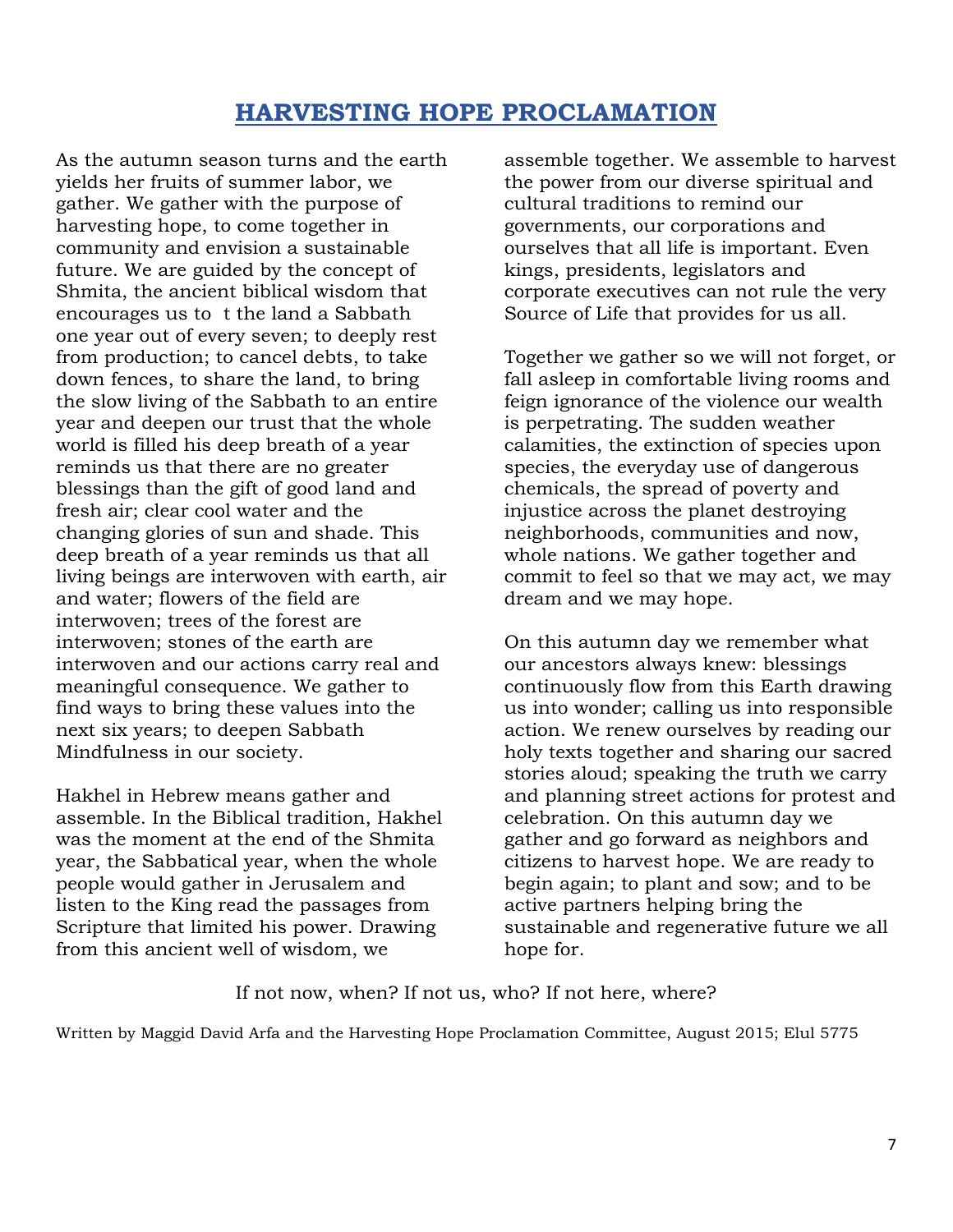# HARVESTING HOPE PROCLAMATION

As the autumn season turns and the earth yields her fruits of summer labor, we gather. We gather with the purpose of harvesting hope, to come together in community and envision a sustainable future. We are guided by the concept of Shmita, the ancient biblical wisdom that encourages us to  t the land a Sabbath one year out of every seven; to deeply rest from production; to cancel debts, to take down fences, to share the land, to bring the slow living of the Sabbath to an entire year and deepen our trust that the whole world is filled his deep breath of a year reminds us that there are no greater blessings than the gift of good land and fresh air; clear cool water and the changing glories of sun and shade. This deep breath of a year reminds us that all living beings are interwoven with earth, air and water; flowers of the field are interwoven; trees of the forest are interwoven; stones of the earth are interwoven and our actions carry real and meaningful consequence. We gather to find ways to bring these values into the next six years; to deepen Sabbath Mindfulness in our society.

Hakhel in Hebrew means gather and assemble. In the Biblical tradition, Hakhel was the moment at the end of the Shmita year, the Sabbatical year, when the whole people would gather in Jerusalem and listen to the King read the passages from Scripture that limited his power. Drawing from this ancient well of wisdom, we assemble together. We assemble to harvest the power from our diverse spiritual and cultural traditions to remind our governments, our corporations and ourselves that all life is important. Even kings, presidents, legislators and corporate executives can not rule the very Source of Life that provides for us all.

Together we gather so we will not forget, or fall asleep in comfortable living rooms and feign ignorance of the violence our wealth is perpetrating. The sudden weather calamities, the extinction of species upon species, the everyday use of dangerous chemicals, the spread of poverty and injustice across the planet destroying neighborhoods, communities and now, whole nations. We gather together and commit to feel so that we may act, we may dream and we may hope.

On this autumn day we remember what our ancestors always knew: blessings continuously flow from this Earth drawing us into wonder; calling us into responsible action. We renew ourselves by reading our holy texts together and sharing our sacred stories aloud; speaking the truth we carry and planning street actions for protest and celebration. On this autumn day we gather and go forward as neighbors and citizens to harvest hope. We are ready to begin again; to plant and sow; and to be active partners helping bring the sustainable and regenerative future we all hope for.

If not now, when? If not us, who? If not here, where?

Written by Maggid David Arfa and the Harvesting Hope Proclamation Committee, August 2015; Elul 5775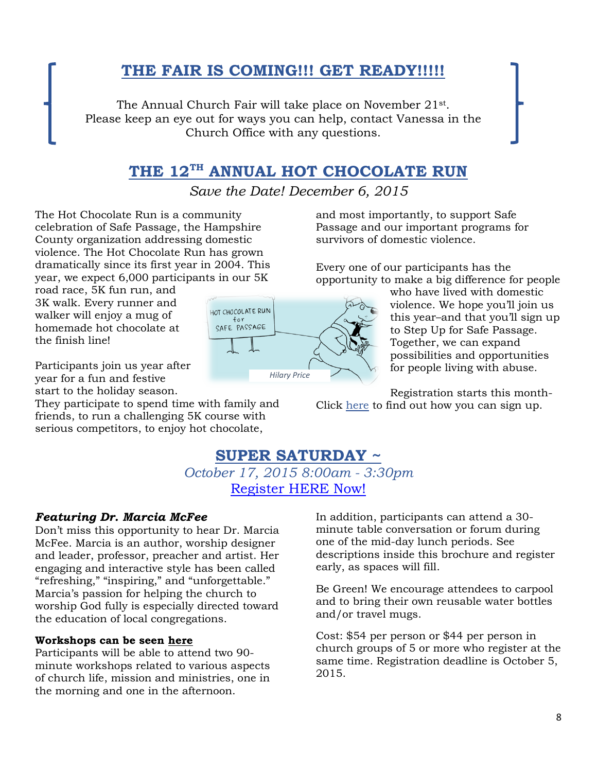## THE FAIR IS COMING!!! GET READY!!!!!

The Annual Church Fair will take place on November 21st. Please keep an eye out for ways you can help, contact Vanessa in the Church Office with any questions.

## THE 12TH ANNUAL HOT CHOCOLATE RUN

*Save the Date! December 6, 2015*

The Hot Chocolate Run is a community celebration of Safe Passage, the Hampshire County organization addressing domestic violence. The Hot Chocolate Run has grown dramatically since its first year in 2004. This year, we expect 6,000 participants in our 5K road race, 5K fun run, and 3K walk. Every runner and walker will enjoy a mug of homemade hot chocolate at the finish line!

Participants join us year after year for a fun and festive start to the holiday season. They participate to spend time with family and friends, to run a challenging 5K course with serious competitors, to enjoy hot chocolate, and most importantly, to support Safe Passage and our important programs for survivors of domestic violence.

Every one of our participants has the opportunity to make a big difference for people who have lived with domestic violence. We hope you'll join us this year–and that you'll sign up to Step Up for Safe Passage. Together, we can expand possibilities and opportunities for people living with abuse.

Registration starts this month- Click here to find out how you can sign up.

## SUPER SATURDAY ~

*October 17, 2015 8:00am - 3:30pm*

Register HERE Now!

***Featuring Dr. Marcia McFee***

Don't miss this opportunity to hear Dr. Marcia McFee. Marcia is an author, worship designer and leader, professor, preacher and artist. Her engaging and interactive style has been called "refreshing," "inspiring," and "unforgettable." Marcia's passion for helping the church to worship God fully is especially directed toward the education of local congregations.

**Workshops can be seen here**

Participants will be able to attend two 90-minute workshops related to various aspects of church life, mission and ministries, one in the morning and one in the afternoon.

In addition, participants can attend a 30-minute table conversation or forum during one of the mid-day lunch periods. See descriptions inside this brochure and register early, as spaces will fill.

Be Green! We encourage attendees to carpool and to bring their own reusable water bottles and/or travel mugs.

Cost: $54 per person or $44 per person in church groups of 5 or more who register at the same time. Registration deadline is October 5, 2015.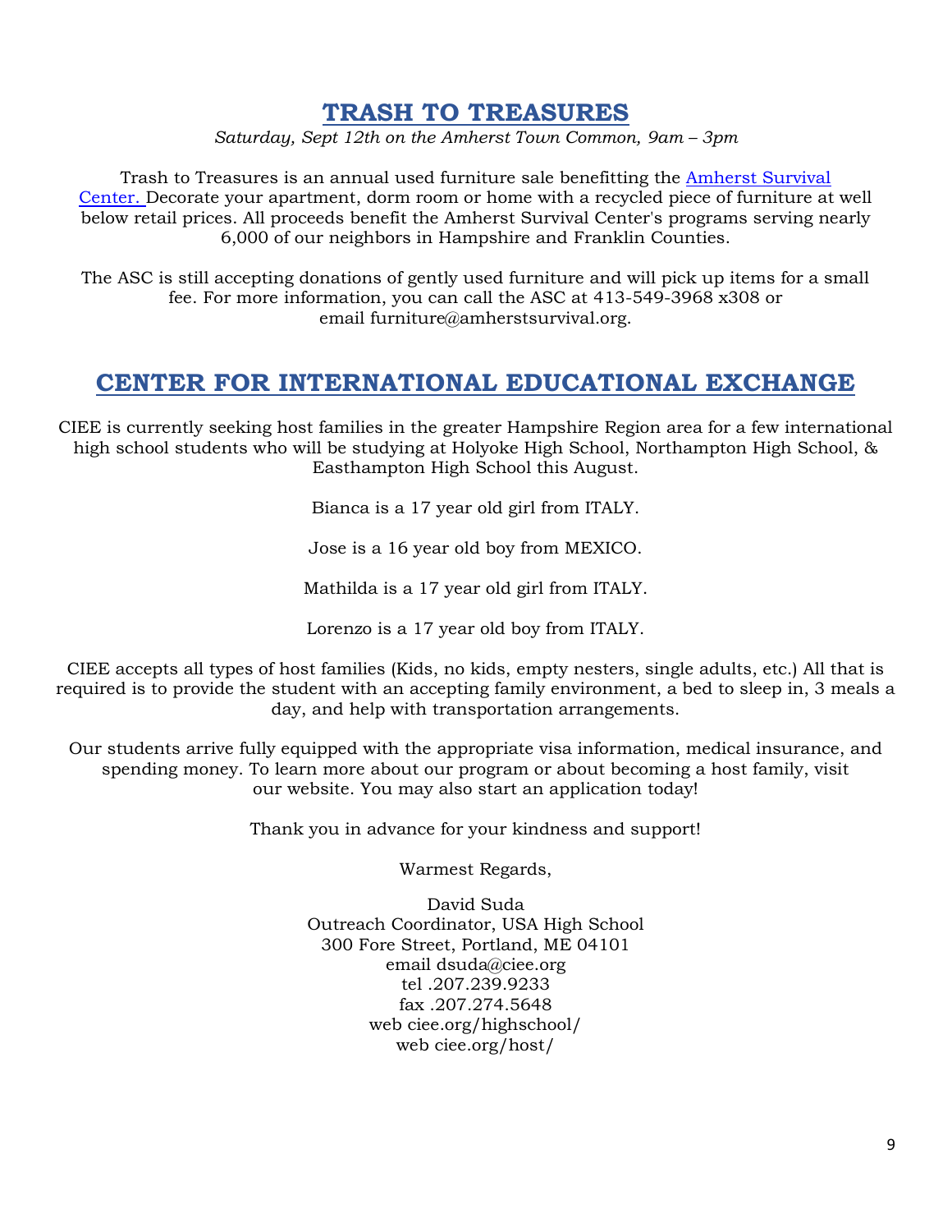## TRASH TO TREASURES

*Saturday, Sept 12th on the Amherst Town Common, 9am – 3pm*

Trash to Treasures is an annual used furniture sale benefitting the Amherst Survival Center. Decorate your apartment, dorm room or home with a recycled piece of furniture at well below retail prices. All proceeds benefit the Amherst Survival Center's programs serving nearly 6,000 of our neighbors in Hampshire and Franklin Counties.

The ASC is still accepting donations of gently used furniture and will pick up items for a small fee. For more information, you can call the ASC at 413-549-3968 x308 or email furniture@amherstsurvival.org.

## CENTER FOR INTERNATIONAL EDUCATIONAL EXCHANGE

CIEE is currently seeking host families in the greater Hampshire Region area for a few international high school students who will be studying at Holyoke High School, Northampton High School, & Easthampton High School this August.

Bianca is a 17 year old girl from ITALY.

Jose is a 16 year old boy from MEXICO.

Mathilda is a 17 year old girl from ITALY.

Lorenzo is a 17 year old boy from ITALY.

CIEE accepts all types of host families (Kids, no kids, empty nesters, single adults, etc.) All that is required is to provide the student with an accepting family environment, a bed to sleep in, 3 meals a day, and help with transportation arrangements.

Our students arrive fully equipped with the appropriate visa information, medical insurance, and spending money. To learn more about our program or about becoming a host family, visit our website. You may also start an application today!

Thank you in advance for your kindness and support!

Warmest Regards,

David Suda
Outreach Coordinator, USA High School
300 Fore Street, Portland, ME 04101
email dsuda@ciee.org
tel .207.239.9233
fax .207.274.5648
web ciee.org/highschool/
web ciee.org/host/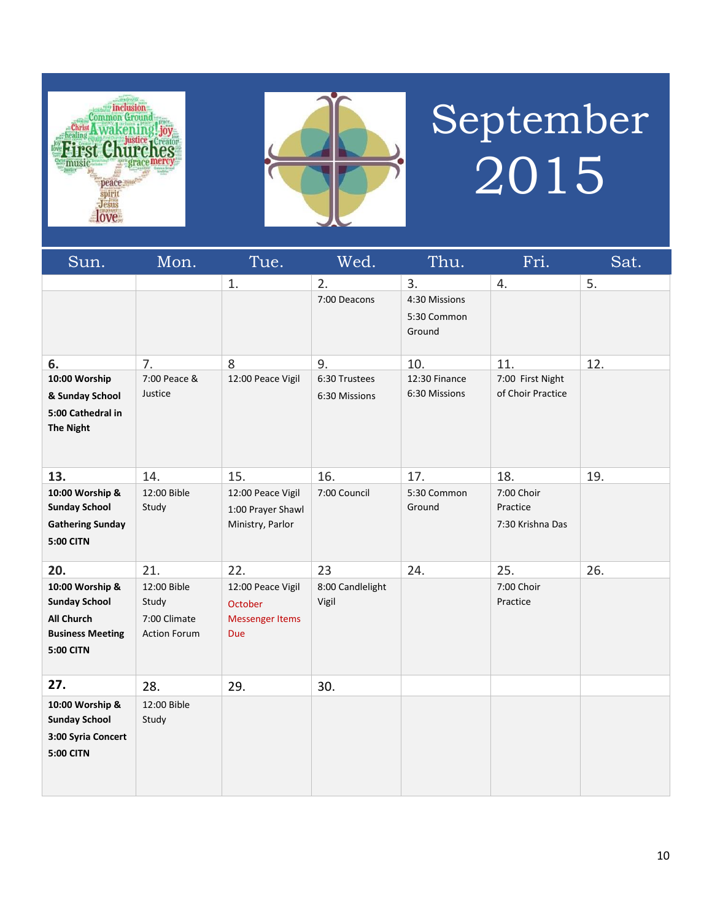# September 2015

| Sun. | Mon. | Tue. | Wed. | Thu. | Fri. | Sat. |
|---|---|---|---|---|---|---|
| | | 1. | 2.<br>7:00 Deacons | 3.<br>4:30 Missions<br>5:30 Common Ground | 4. | 5. |
| **6.**<br>**10:00 Worship & Sunday School**<br>**5:00 Cathedral in The Night** | 7.<br>7:00 Peace & Justice | 8<br>12:00 Peace Vigil | 9.<br>6:30 Trustees<br>6:30 Missions | 10.<br>12:30 Finance<br>6:30 Missions | 11.<br>7:00 First Night of Choir Practice | 12. |
| **13.**<br>**10:00 Worship & Sunday School**<br>**Gathering Sunday**<br>**5:00 CITN** | 14.<br>12:00 Bible Study | 15.<br>12:00 Peace Vigil<br>1:00 Prayer Shawl Ministry, Parlor | 16.<br>7:00 Council | 17.<br>5:30 Common Ground | 18.<br>7:00 Choir Practice<br>7:30 Krishna Das | 19. |
| **20.**<br>**10:00 Worship & Sunday School**<br>**All Church Business Meeting**<br>**5:00 CITN** | 21.<br>12:00 Bible Study<br>7:00 Climate Action Forum | 22.<br>12:00 Peace Vigil<br>October Messenger Items Due | 23<br>8:00 Candlelight Vigil | 24. | 25.<br>7:00 Choir Practice | 26. |
| **27.**<br>**10:00 Worship & Sunday School**<br>**3:00 Syria Concert**<br>**5:00 CITN** | 28.<br>12:00 Bible Study | 29. | 30. | | | |